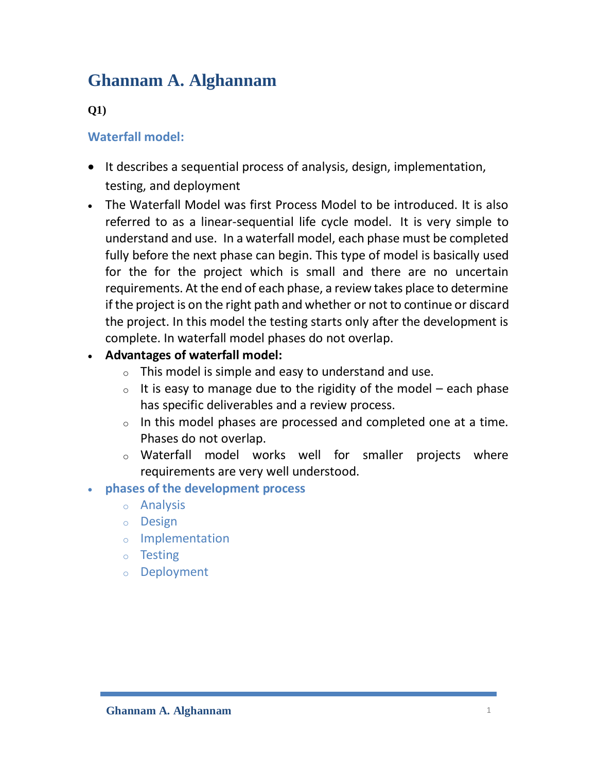# Ghannam A. Alghannam

**Q1)**

## Waterfall model:

- It describes a sequential process of analysis, design, implementation, testing, and deployment
- The Waterfall Model was first Process Model to be introduced. It is also referred to as a linear-sequential life cycle model. It is very simple to understand and use. In a waterfall model, each phase must be completed fully before the next phase can begin. This type of model is basically used for the for the project which is small and there are no uncertain requirements. At the end of each phase, a review takes place to determine if the project is on the right path and whether or not to continue or discard the project. In this model the testing starts only after the development is complete. In waterfall model phases do not overlap.
- **Advantages of waterfall model:**
  - This model is simple and easy to understand and use.
  - It is easy to manage due to the rigidity of the model – each phase has specific deliverables and a review process.
  - In this model phases are processed and completed one at a time. Phases do not overlap.
  - Waterfall model works well for smaller projects where requirements are very well understood.
- **phases of the development process**
  - Analysis
  - Design
  - Implementation
  - Testing
  - Deployment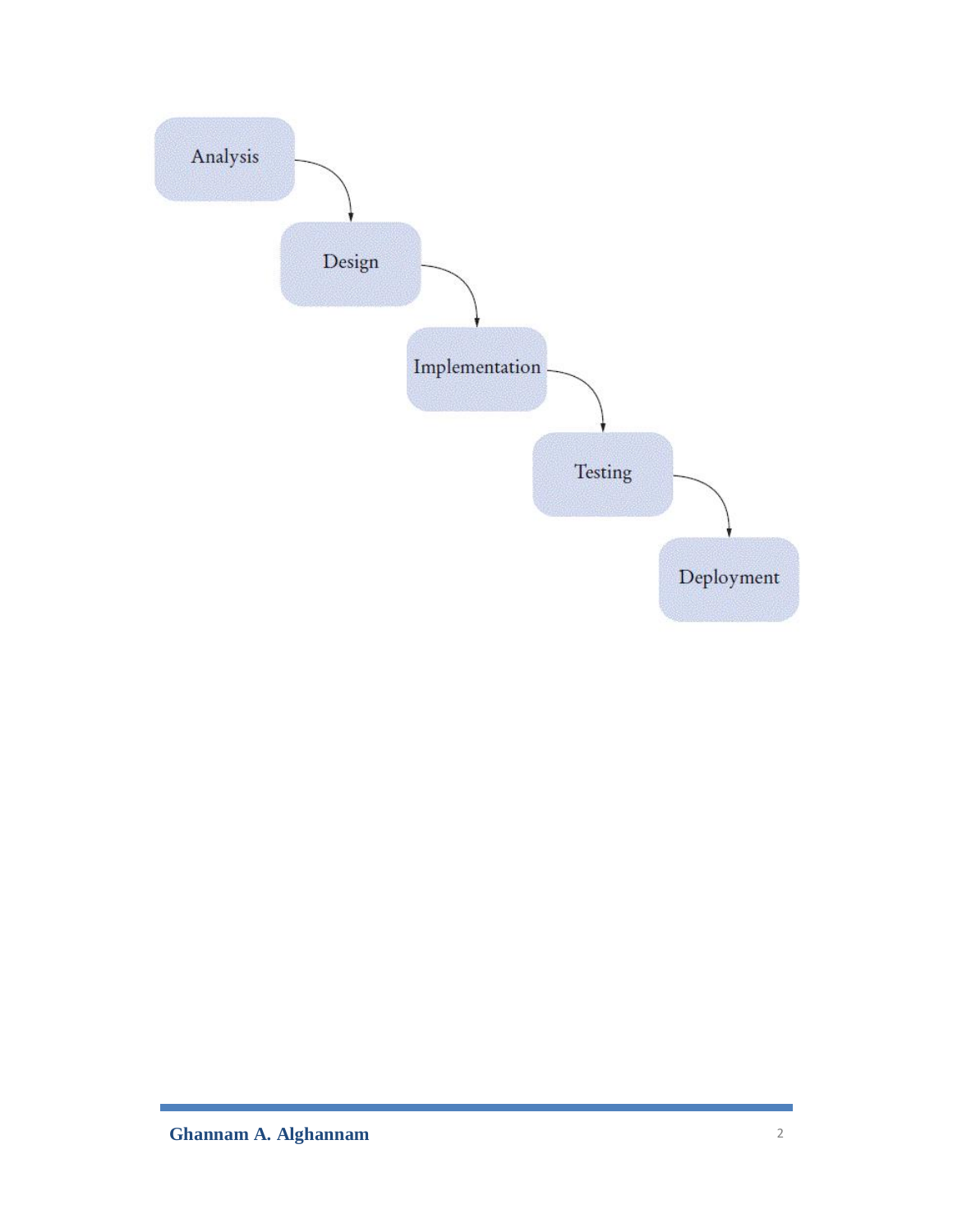Analysis

Design

Implementation

Testing

Deployment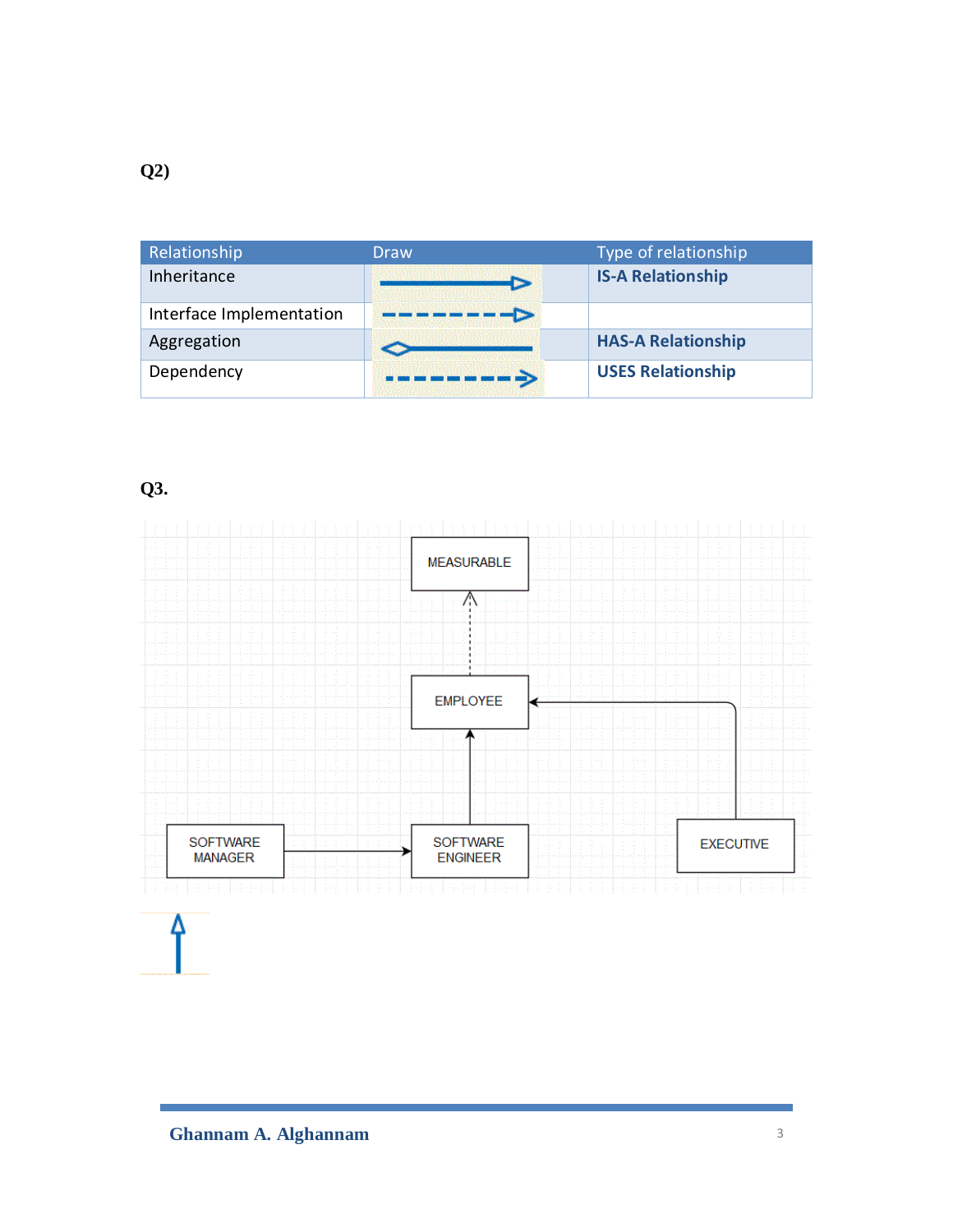**Q2)**

| Relationship | Draw | Type of relationship |
| --- | --- | --- |
| Inheritance | | **IS-A Relationship** |
| Interface Implementation | | |
| Aggregation | | **HAS-A Relationship** |
| Dependency | | **USES Relationship** |

**Q3.**

MEASURABLE

EMPLOYEE

SOFTWARE MANAGER

SOFTWARE ENGINEER

EXECUTIVE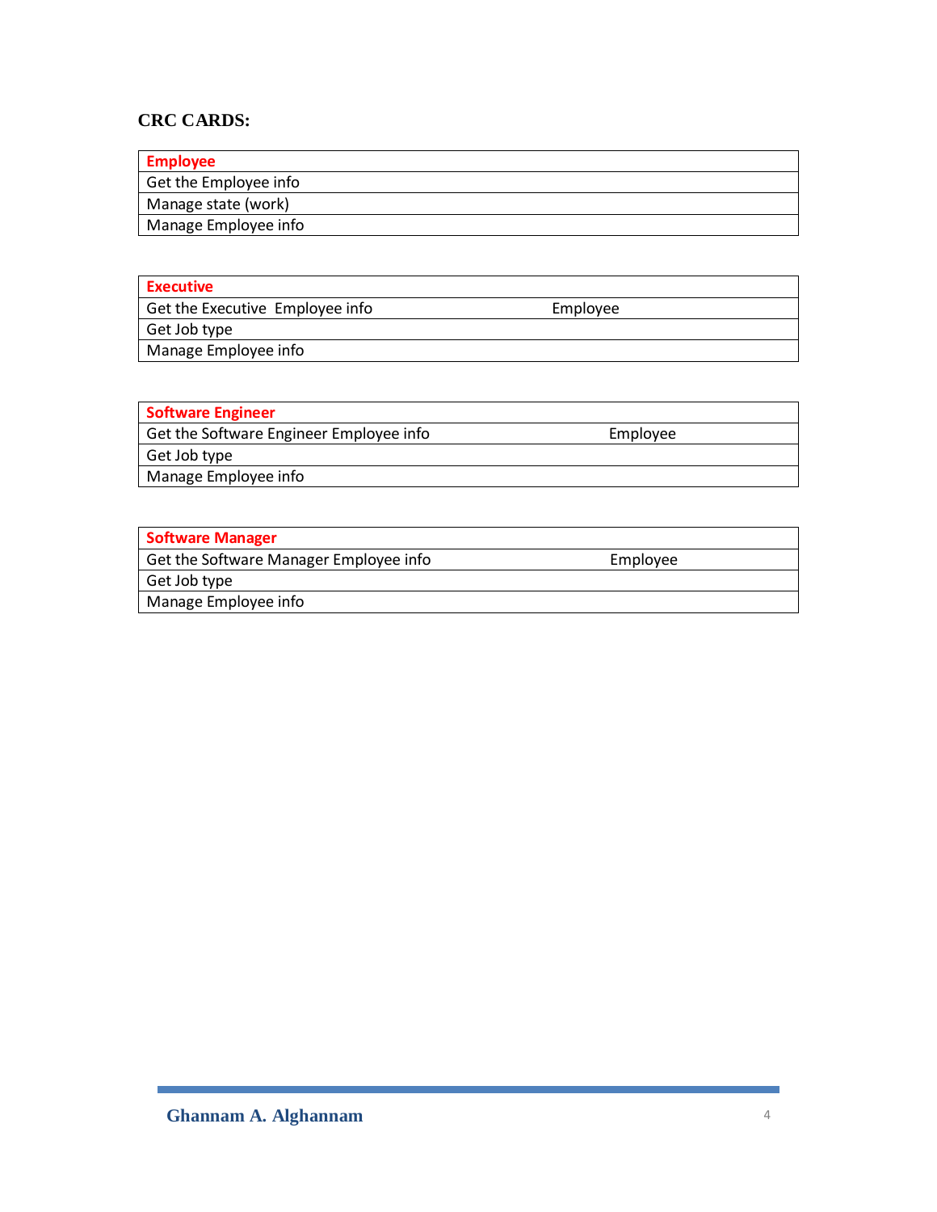**CRC CARDS:**

| Employee | |
|---|---|
| Get the Employee info | |
| Manage state (work) | |
| Manage Employee info | |

| Executive | |
|---|---|
| Get the Executive Employee info | Employee |
| Get Job type | |
| Manage Employee info | |

| Software Engineer | |
|---|---|
| Get the Software Engineer Employee info | Employee |
| Get Job type | |
| Manage Employee info | |

| Software Manager | |
|---|---|
| Get the Software Manager Employee info | Employee |
| Get Job type | |
| Manage Employee info | |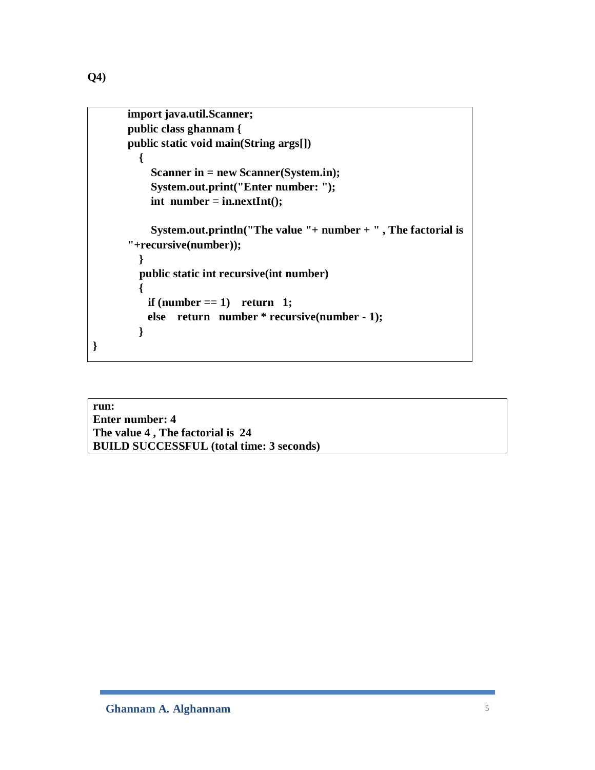**Q4)**

```
import java.util.Scanner;
public class ghannam {
public static void main(String args[])
  {
     Scanner in = new Scanner(System.in);
     System.out.print("Enter number: ");
     int  number = in.nextInt();

     System.out.println("The value "+ number + " , The factorial is 
"+recursive(number));
  }
  public static int recursive(int number)
  {
    if (number == 1)   return   1;
    else    return   number * recursive(number - 1);
  }
}
```

```
run:
Enter number: 4
The value 4 , The factorial is  24
BUILD SUCCESSFUL (total time: 3 seconds)
```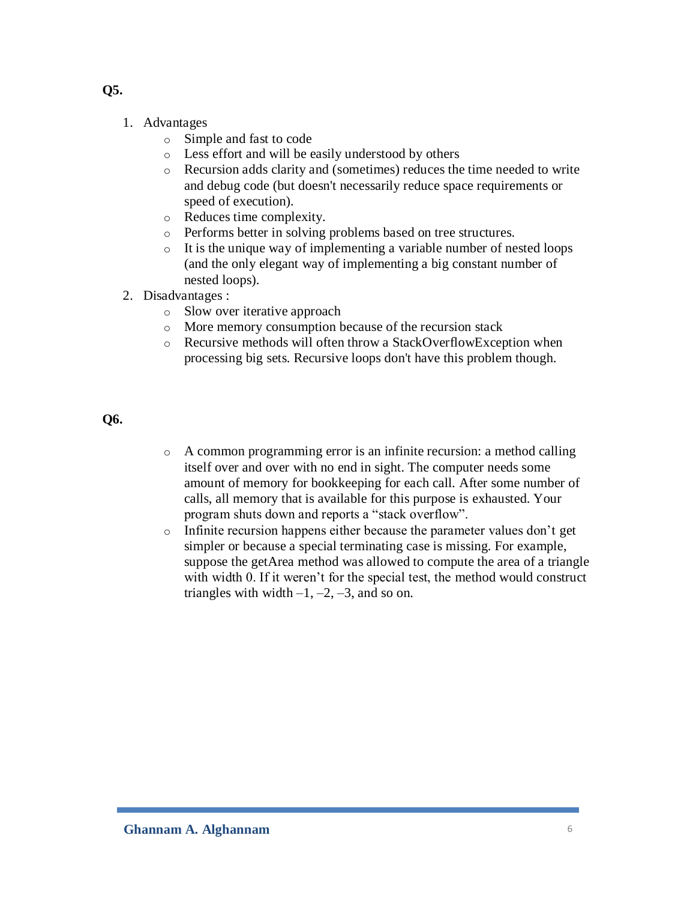**Q5.**

1. Advantages
    - Simple and fast to code
    - Less effort and will be easily understood by others
    - Recursion adds clarity and (sometimes) reduces the time needed to write and debug code (but doesn't necessarily reduce space requirements or speed of execution).
    - Reduces time complexity.
    - Performs better in solving problems based on tree structures.
    - It is the unique way of implementing a variable number of nested loops (and the only elegant way of implementing a big constant number of nested loops).
2. Disadvantages :
    - Slow over iterative approach
    - More memory consumption because of the recursion stack
    - Recursive methods will often throw a StackOverflowException when processing big sets. Recursive loops don't have this problem though.

**Q6.**

- A common programming error is an infinite recursion: a method calling itself over and over with no end in sight. The computer needs some amount of memory for bookkeeping for each call. After some number of calls, all memory that is available for this purpose is exhausted. Your program shuts down and reports a "stack overflow".
- Infinite recursion happens either because the parameter values don't get simpler or because a special terminating case is missing. For example, suppose the getArea method was allowed to compute the area of a triangle with width 0. If it weren't for the special test, the method would construct triangles with width –1, –2, –3, and so on.